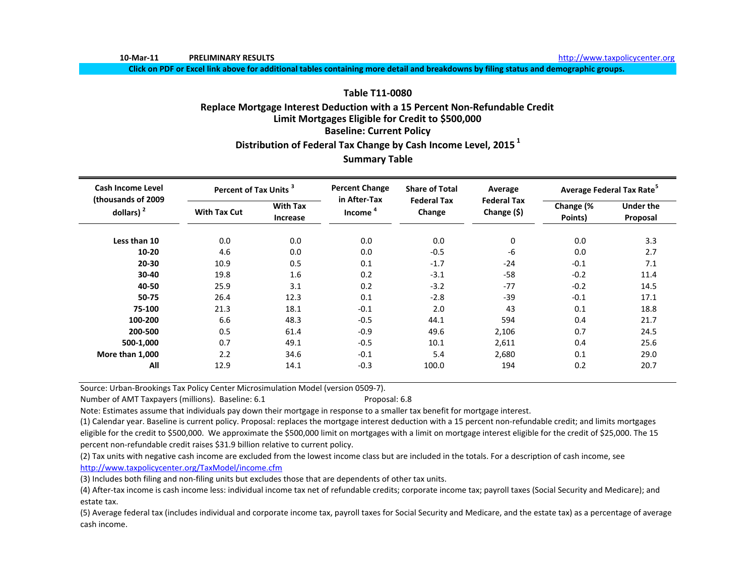10-Mar-11 **PRELIMINARY RESULTS** http://www.taxpolicycenter.org

**Click on PDF or Excel link above for additional tables containing more detail and breakdowns by filing status and demographic groups.**

## Table T11-0080

### Replace Mortgage Interest Deduction with a 15 Percent Non-Refundable Credit
### Limit Mortgages Eligible for Credit to $500,000
### Baseline: Current Policy
### Distribution of Federal Tax Change by Cash Income Level, 2015 [1]
### Summary Table

| Cash Income Level (thousands of 2009 dollars) [2] | Percent of Tax Units [3] | | Percent Change in After-Tax Income [4] | Share of Total Federal Tax Change | Average Federal Tax Change ($) | Average Federal Tax Rate[5] | |
|---|---|---|---|---|---|---|---|
| | With Tax Cut | With Tax Increase | | | | Change (% Points) | Under the Proposal |
| **Less than 10** | 0.0 | 0.0 | 0.0 | 0.0 | 0 | 0.0 | 3.3 |
| **10-20** | 4.6 | 0.0 | 0.0 | -0.5 | -6 | 0.0 | 2.7 |
| **20-30** | 10.9 | 0.5 | 0.1 | -1.7 | -24 | -0.1 | 7.1 |
| **30-40** | 19.8 | 1.6 | 0.2 | -3.1 | -58 | -0.2 | 11.4 |
| **40-50** | 25.9 | 3.1 | 0.2 | -3.2 | -77 | -0.2 | 14.5 |
| **50-75** | 26.4 | 12.3 | 0.1 | -2.8 | -39 | -0.1 | 17.1 |
| **75-100** | 21.3 | 18.1 | -0.1 | 2.0 | 43 | 0.1 | 18.8 |
| **100-200** | 6.6 | 48.3 | -0.5 | 44.1 | 594 | 0.4 | 21.7 |
| **200-500** | 0.5 | 61.4 | -0.9 | 49.6 | 2,106 | 0.7 | 24.5 |
| **500-1,000** | 0.7 | 49.1 | -0.5 | 10.1 | 2,611 | 0.4 | 25.6 |
| **More than 1,000** | 2.2 | 34.6 | -0.1 | 5.4 | 2,680 | 0.1 | 29.0 |
| **All** | 12.9 | 14.1 | -0.3 | 100.0 | 194 | 0.2 | 20.7 |

Source: Urban-Brookings Tax Policy Center Microsimulation Model (version 0509-7).

Number of AMT Taxpayers (millions). Baseline: 6.1 Proposal: 6.8

Note: Estimates assume that individuals pay down their mortgage in response to a smaller tax benefit for mortgage interest.

(1) Calendar year. Baseline is current policy. Proposal: replaces the mortgage interest deduction with a 15 percent non-refundable credit; and limits mortgages eligible for the credit to $500,000. We approximate the $500,000 limit on mortgages with a limit on mortgage interest eligible for the credit of $25,000. The 15 percent non-refundable credit raises $31.9 billion relative to current policy.

(2) Tax units with negative cash income are excluded from the lowest income class but are included in the totals. For a description of cash income, see http://www.taxpolicycenter.org/TaxModel/income.cfm

(3) Includes both filing and non-filing units but excludes those that are dependents of other tax units.

(4) After-tax income is cash income less: individual income tax net of refundable credits; corporate income tax; payroll taxes (Social Security and Medicare); and estate tax.

(5) Average federal tax (includes individual and corporate income tax, payroll taxes for Social Security and Medicare, and the estate tax) as a percentage of average cash income.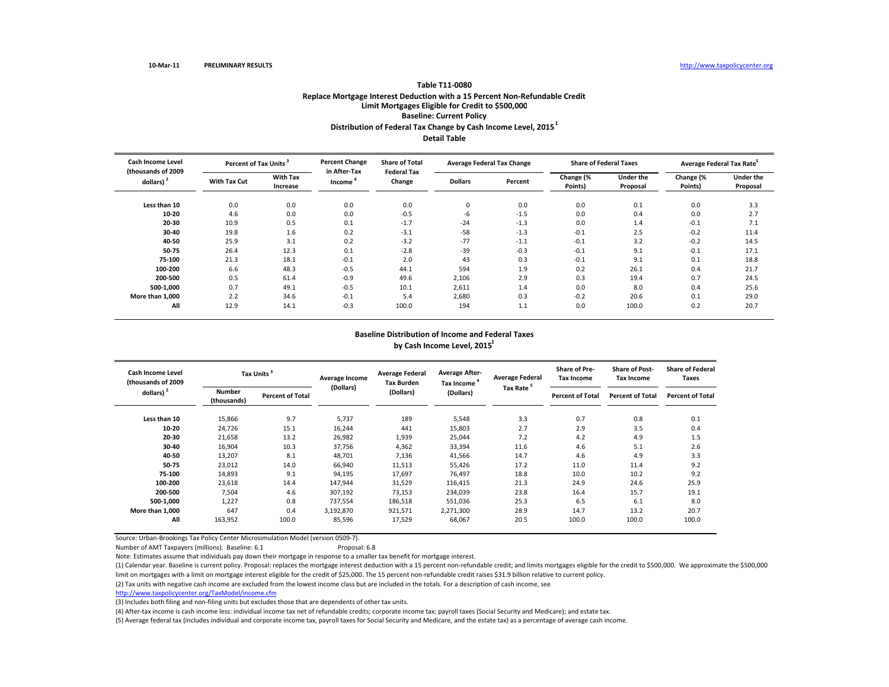10-Mar-11 PRELIMINARY RESULTS http://www.taxpolicycenter.org

## Table T11-0080
## Replace Mortgage Interest Deduction with a 15 Percent Non-Refundable Credit
## Limit Mortgages Eligible for Credit to $500,000
## Baseline: Current Policy
## Distribution of Federal Tax Change by Cash Income Level, 2015[1]
## Detail Table

| Cash Income Level (thousands of 2009 dollars)[2] | Percent of Tax Units[3] | | Percent Change in After-Tax Income[4] | Share of Total Federal Tax Change | Average Federal Tax Change | | Share of Federal Taxes | | Average Federal Tax Rate[5] | |
|---|---|---|---|---|---|---|---|---|---|---|
| | With Tax Cut | With Tax Increase | | | Dollars | Percent | Change (% Points) | Under the Proposal | Change (% Points) | Under the Proposal |
| Less than 10 | 0.0 | 0.0 | 0.0 | 0.0 | 0 | 0.0 | 0.0 | 0.1 | 0.0 | 3.3 |
| 10-20 | 4.6 | 0.0 | 0.0 | -0.5 | -6 | -1.5 | 0.0 | 0.4 | 0.0 | 2.7 |
| 20-30 | 10.9 | 0.5 | 0.1 | -1.7 | -24 | -1.3 | 0.0 | 1.4 | -0.1 | 7.1 |
| 30-40 | 19.8 | 1.6 | 0.2 | -3.1 | -58 | -1.3 | -0.1 | 2.5 | -0.2 | 11.4 |
| 40-50 | 25.9 | 3.1 | 0.2 | -3.2 | -77 | -1.1 | -0.1 | 3.2 | -0.2 | 14.5 |
| 50-75 | 26.4 | 12.3 | 0.1 | -2.8 | -39 | -0.3 | -0.1 | 9.1 | -0.1 | 17.1 |
| 75-100 | 21.3 | 18.1 | -0.1 | 2.0 | 43 | 0.3 | -0.1 | 9.1 | 0.1 | 18.8 |
| 100-200 | 6.6 | 48.3 | -0.5 | 44.1 | 594 | 1.9 | 0.2 | 26.1 | 0.4 | 21.7 |
| 200-500 | 0.5 | 61.4 | -0.9 | 49.6 | 2,106 | 2.9 | 0.3 | 19.4 | 0.7 | 24.5 |
| 500-1,000 | 0.7 | 49.1 | -0.5 | 10.1 | 2,611 | 1.4 | 0.0 | 8.0 | 0.4 | 25.6 |
| More than 1,000 | 2.2 | 34.6 | -0.1 | 5.4 | 2,680 | 0.3 | -0.2 | 20.6 | 0.1 | 29.0 |
| All | 12.9 | 14.1 | -0.3 | 100.0 | 194 | 1.1 | 0.0 | 100.0 | 0.2 | 20.7 |

## Baseline Distribution of Income and Federal Taxes by Cash Income Level, 2015[1]

| Cash Income Level (thousands of 2009 dollars)[2] | Tax Units[3] | | Average Income (Dollars) | Average Federal Tax Burden (Dollars) | Average After-Tax Income[4] (Dollars) | Average Federal Tax Rate[5] | Share of Pre-Tax Income | Share of Post-Tax Income | Share of Federal Taxes |
|---|---|---|---|---|---|---|---|---|---|
| | Number (thousands) | Percent of Total | | | | | Percent of Total | Percent of Total | Percent of Total |
| Less than 10 | 15,866 | 9.7 | 5,737 | 189 | 5,548 | 3.3 | 0.7 | 0.8 | 0.1 |
| 10-20 | 24,726 | 15.1 | 16,244 | 441 | 15,803 | 2.7 | 2.9 | 3.5 | 0.4 |
| 20-30 | 21,658 | 13.2 | 26,982 | 1,939 | 25,044 | 7.2 | 4.2 | 4.9 | 1.5 |
| 30-40 | 16,904 | 10.3 | 37,756 | 4,362 | 33,394 | 11.6 | 4.6 | 5.1 | 2.6 |
| 40-50 | 13,207 | 8.1 | 48,701 | 7,136 | 41,566 | 14.7 | 4.6 | 4.9 | 3.3 |
| 50-75 | 23,012 | 14.0 | 66,940 | 11,513 | 55,426 | 17.2 | 11.0 | 11.4 | 9.2 |
| 75-100 | 14,893 | 9.1 | 94,195 | 17,697 | 76,497 | 18.8 | 10.0 | 10.2 | 9.2 |
| 100-200 | 23,618 | 14.4 | 147,944 | 31,529 | 116,415 | 21.3 | 24.9 | 24.6 | 25.9 |
| 200-500 | 7,504 | 4.6 | 307,192 | 73,153 | 234,039 | 23.8 | 16.4 | 15.7 | 19.1 |
| 500-1,000 | 1,227 | 0.8 | 737,554 | 186,518 | 551,036 | 25.3 | 6.5 | 6.1 | 8.0 |
| More than 1,000 | 647 | 0.4 | 3,192,870 | 921,571 | 2,271,300 | 28.9 | 14.7 | 13.2 | 20.7 |
| All | 163,952 | 100.0 | 85,596 | 17,529 | 68,067 | 20.5 | 100.0 | 100.0 | 100.0 |

Source: Urban-Brookings Tax Policy Center Microsimulation Model (version 0509-7).

Number of AMT Taxpayers (millions). Baseline: 6.1 Proposal: 6.8

Note: Estimates assume that individuals pay down their mortgage in response to a smaller tax benefit for mortgage interest.

(1) Calendar year. Baseline is current policy. Proposal: replaces the mortgage interest deduction with a 15 percent non-refundable credit; and limits mortgages eligible for the credit to $500,000. We approximate the $500,000 limit on mortgages with a limit on mortgage interest eligible for the credit of $25,000. The 15 percent non-refundable credit raises $31.9 billion relative to current policy.

(2) Tax units with negative cash income are excluded from the lowest income class but are included in the totals. For a description of cash income, see http://www.taxpolicycenter.org/TaxModel/income.cfm

(3) Includes both filing and non-filing units but excludes those that are dependents of other tax units.

(4) After-tax income is cash income less: individual income tax net of refundable credits; corporate income tax; payroll taxes (Social Security and Medicare); and estate tax.

(5) Average federal tax (includes individual and corporate income tax, payroll taxes for Social Security and Medicare, and the estate tax) as a percentage of average cash income.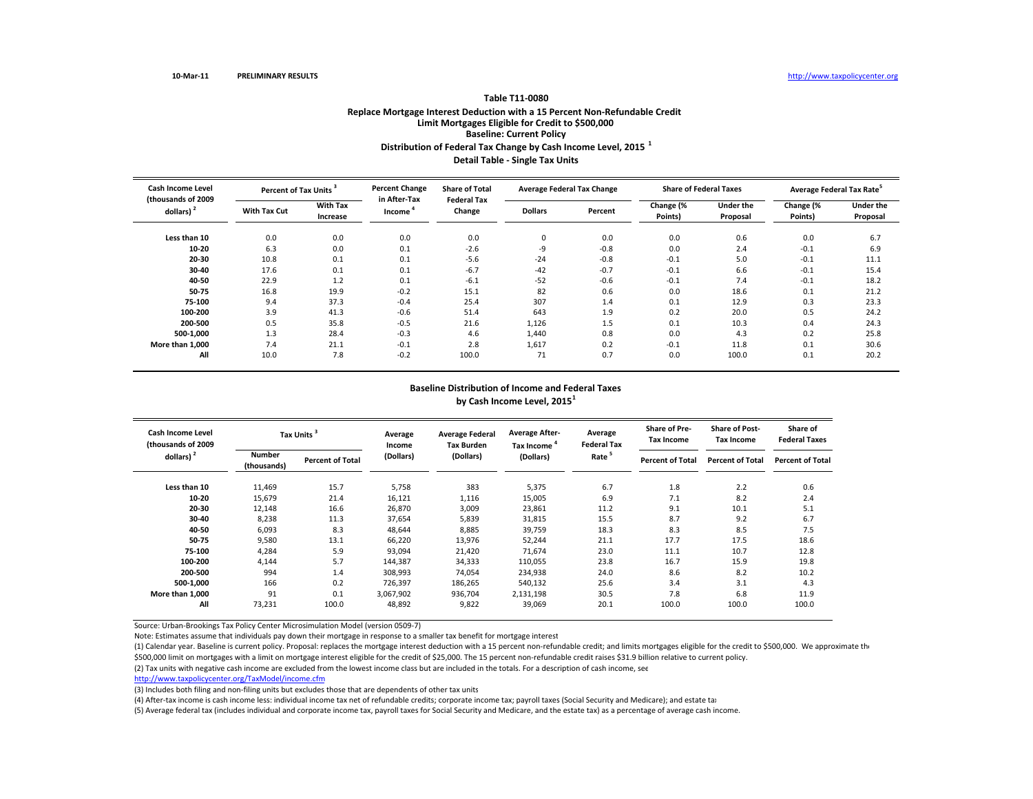10-Mar-11 PRELIMINARY RESULTS http://www.taxpolicycenter.org

### Table T11-0080

### Replace Mortgage Interest Deduction with a 15 Percent Non-Refundable Credit
### Limit Mortgages Eligible for Credit to $500,000
### Baseline: Current Policy
### Distribution of Federal Tax Change by Cash Income Level, 2015 [1]
### Detail Table - Single Tax Units

| Cash Income Level (thousands of 2009 dollars) [2] | Percent of Tax Units [3] | | Percent Change in After-Tax Income [4] | Share of Total Federal Tax Change | Average Federal Tax Change | | Share of Federal Taxes | | Average Federal Tax Rate[5] | |
|---|---|---|---|---|---|---|---|---|---|---|
| | With Tax Cut | With Tax Increase | | | Dollars | Percent | Change (% Points) | Under the Proposal | Change (% Points) | Under the Proposal |
| Less than 10 | 0.0 | 0.0 | 0.0 | 0.0 | 0 | 0.0 | 0.0 | 0.6 | 0.0 | 6.7 |
| 10-20 | 6.3 | 0.0 | 0.1 | -2.6 | -9 | -0.8 | 0.0 | 2.4 | -0.1 | 6.9 |
| 20-30 | 10.8 | 0.1 | 0.1 | -5.6 | -24 | -0.8 | -0.1 | 5.0 | -0.1 | 11.1 |
| 30-40 | 17.6 | 0.1 | 0.1 | -6.7 | -42 | -0.7 | -0.1 | 6.6 | -0.1 | 15.4 |
| 40-50 | 22.9 | 1.2 | 0.1 | -6.1 | -52 | -0.6 | -0.1 | 7.4 | -0.1 | 18.2 |
| 50-75 | 16.8 | 19.9 | -0.2 | 15.1 | 82 | 0.6 | 0.0 | 18.6 | 0.1 | 21.2 |
| 75-100 | 9.4 | 37.3 | -0.4 | 25.4 | 307 | 1.4 | 0.1 | 12.9 | 0.3 | 23.3 |
| 100-200 | 3.9 | 41.3 | -0.6 | 51.4 | 643 | 1.9 | 0.2 | 20.0 | 0.5 | 24.2 |
| 200-500 | 0.5 | 35.8 | -0.5 | 21.6 | 1,126 | 1.5 | 0.1 | 10.3 | 0.4 | 24.3 |
| 500-1,000 | 1.3 | 28.4 | -0.3 | 4.6 | 1,440 | 0.8 | 0.0 | 4.3 | 0.2 | 25.8 |
| More than 1,000 | 7.4 | 21.1 | -0.1 | 2.8 | 1,617 | 0.2 | -0.1 | 11.8 | 0.1 | 30.6 |
| All | 10.0 | 7.8 | -0.2 | 100.0 | 71 | 0.7 | 0.0 | 100.0 | 0.1 | 20.2 |

### Baseline Distribution of Income and Federal Taxes by Cash Income Level, 2015[1]

| Cash Income Level (thousands of 2009 dollars) [2] | Tax Units [3] | | Average Income (Dollars) | Average Federal Tax Burden (Dollars) | Average After-Tax Income [4] (Dollars) | Average Federal Tax Rate [5] | Share of Pre-Tax Income | Share of Post-Tax Income | Share of Federal Taxes |
|---|---|---|---|---|---|---|---|---|---|
| | Number (thousands) | Percent of Total | | | | | Percent of Total | Percent of Total | Percent of Total |
| Less than 10 | 11,469 | 15.7 | 5,758 | 383 | 5,375 | 6.7 | 1.8 | 2.2 | 0.6 |
| 10-20 | 15,679 | 21.4 | 16,121 | 1,116 | 15,005 | 6.9 | 7.1 | 8.2 | 2.4 |
| 20-30 | 12,148 | 16.6 | 26,870 | 3,009 | 23,861 | 11.2 | 9.1 | 10.1 | 5.1 |
| 30-40 | 8,238 | 11.3 | 37,654 | 5,839 | 31,815 | 15.5 | 8.7 | 9.2 | 6.7 |
| 40-50 | 6,093 | 8.3 | 48,644 | 8,885 | 39,759 | 18.3 | 8.3 | 8.5 | 7.5 |
| 50-75 | 9,580 | 13.1 | 66,220 | 13,976 | 52,244 | 21.1 | 17.7 | 17.5 | 18.6 |
| 75-100 | 4,284 | 5.9 | 93,094 | 21,420 | 71,674 | 23.0 | 11.1 | 10.7 | 12.8 |
| 100-200 | 4,144 | 5.7 | 144,387 | 34,333 | 110,055 | 23.8 | 16.7 | 15.9 | 19.8 |
| 200-500 | 994 | 1.4 | 308,993 | 74,054 | 234,938 | 24.0 | 8.6 | 8.2 | 10.2 |
| 500-1,000 | 166 | 0.2 | 726,397 | 186,265 | 540,132 | 25.6 | 3.4 | 3.1 | 4.3 |
| More than 1,000 | 91 | 0.1 | 3,067,902 | 936,704 | 2,131,198 | 30.5 | 7.8 | 6.8 | 11.9 |
| All | 73,231 | 100.0 | 48,892 | 9,822 | 39,069 | 20.1 | 100.0 | 100.0 | 100.0 |

Source: Urban-Brookings Tax Policy Center Microsimulation Model (version 0509-7)

Note: Estimates assume that individuals pay down their mortgage in response to a smaller tax benefit for mortgage interest

(1) Calendar year. Baseline is current policy. Proposal: replaces the mortgage interest deduction with a 15 percent non-refundable credit; and limits mortgages eligible for the credit to $500,000. We approximate the $500,000 limit on mortgages with a limit on mortgage interest eligible for the credit of $25,000. The 15 percent non-refundable credit raises $31.9 billion relative to current policy.

(2) Tax units with negative cash income are excluded from the lowest income class but are included in the totals. For a description of cash income, see http://www.taxpolicycenter.org/TaxModel/income.cfm

(3) Includes both filing and non-filing units but excludes those that are dependents of other tax units

(4) After-tax income is cash income less: individual income tax net of refundable credits; corporate income tax; payroll taxes (Social Security and Medicare); and estate tax

(5) Average federal tax (includes individual and corporate income tax, payroll taxes for Social Security and Medicare, and the estate tax) as a percentage of average cash income.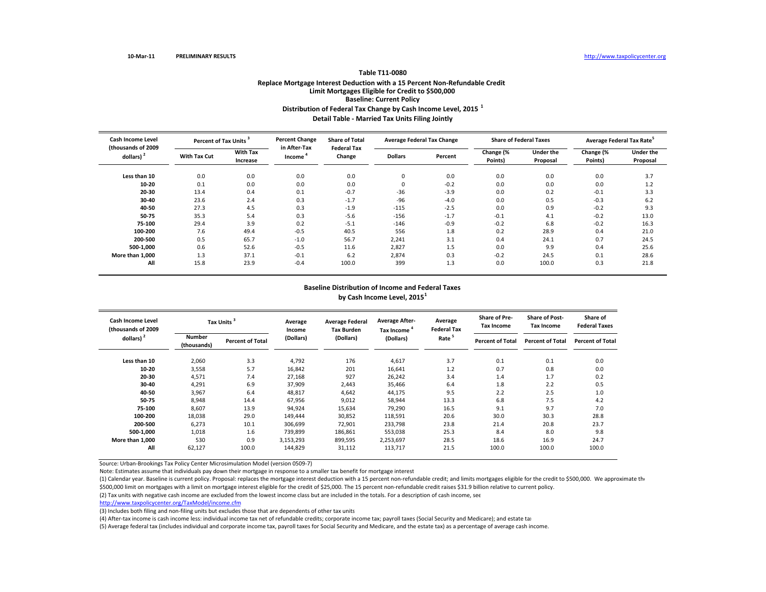10-Mar-11 **PRELIMINARY RESULTS** http://www.taxpolicycenter.org

### Table T11-0080

### Replace Mortgage Interest Deduction with a 15 Percent Non-Refundable Credit
### Limit Mortgages Eligible for Credit to $500,000
### Baseline: Current Policy
### Distribution of Federal Tax Change by Cash Income Level, 2015 [1]
### Detail Table - Married Tax Units Filing Jointly

| Cash Income Level (thousands of 2009 dollars) [2] | Percent of Tax Units [3] | | Percent Change in After-Tax Income [4] | Share of Total Federal Tax Change | Average Federal Tax Change | | Share of Federal Taxes | | Average Federal Tax Rate[5] | |
|---|---|---|---|---|---|---|---|---|---|---|
| | With Tax Cut | With Tax Increase | | | Dollars | Percent | Change (% Points) | Under the Proposal | Change (% Points) | Under the Proposal |
| Less than 10 | 0.0 | 0.0 | 0.0 | 0.0 | 0 | 0.0 | 0.0 | 0.0 | 0.0 | 3.7 |
| 10-20 | 0.1 | 0.0 | 0.0 | 0.0 | 0 | -0.2 | 0.0 | 0.0 | 0.0 | 1.2 |
| 20-30 | 13.4 | 0.4 | 0.1 | -0.7 | -36 | -3.9 | 0.0 | 0.2 | -0.1 | 3.3 |
| 30-40 | 23.6 | 2.4 | 0.3 | -1.7 | -96 | -4.0 | 0.0 | 0.5 | -0.3 | 6.2 |
| 40-50 | 27.3 | 4.5 | 0.3 | -1.9 | -115 | -2.5 | 0.0 | 0.9 | -0.2 | 9.3 |
| 50-75 | 35.3 | 5.4 | 0.3 | -5.6 | -156 | -1.7 | -0.1 | 4.1 | -0.2 | 13.0 |
| 75-100 | 29.4 | 3.9 | 0.2 | -5.1 | -146 | -0.9 | -0.2 | 6.8 | -0.2 | 16.3 |
| 100-200 | 7.6 | 49.4 | -0.5 | 40.5 | 556 | 1.8 | 0.2 | 28.9 | 0.4 | 21.0 |
| 200-500 | 0.5 | 65.7 | -1.0 | 56.7 | 2,241 | 3.1 | 0.4 | 24.1 | 0.7 | 24.5 |
| 500-1,000 | 0.6 | 52.6 | -0.5 | 11.6 | 2,827 | 1.5 | 0.0 | 9.9 | 0.4 | 25.6 |
| More than 1,000 | 1.3 | 37.1 | -0.1 | 6.2 | 2,874 | 0.3 | -0.2 | 24.5 | 0.1 | 28.6 |
| All | 15.8 | 23.9 | -0.4 | 100.0 | 399 | 1.3 | 0.0 | 100.0 | 0.3 | 21.8 |

### Baseline Distribution of Income and Federal Taxes by Cash Income Level, 2015[1]

| Cash Income Level (thousands of 2009 dollars) [2] | Tax Units [3] | | Average Income (Dollars) | Average Federal Tax Burden (Dollars) | Average After-Tax Income [4] (Dollars) | Average Federal Tax Rate [5] | Share of Pre-Tax Income | Share of Post-Tax Income | Share of Federal Taxes |
|---|---|---|---|---|---|---|---|---|---|
| | Number (thousands) | Percent of Total | | | | | Percent of Total | Percent of Total | Percent of Total |
| Less than 10 | 2,060 | 3.3 | 4,792 | 176 | 4,617 | 3.7 | 0.1 | 0.1 | 0.0 |
| 10-20 | 3,558 | 5.7 | 16,842 | 201 | 16,641 | 1.2 | 0.7 | 0.8 | 0.0 |
| 20-30 | 4,571 | 7.4 | 27,168 | 927 | 26,242 | 3.4 | 1.4 | 1.7 | 0.2 |
| 30-40 | 4,291 | 6.9 | 37,909 | 2,443 | 35,466 | 6.4 | 1.8 | 2.2 | 0.5 |
| 40-50 | 3,967 | 6.4 | 48,817 | 4,642 | 44,175 | 9.5 | 2.2 | 2.5 | 1.0 |
| 50-75 | 8,948 | 14.4 | 67,956 | 9,012 | 58,944 | 13.3 | 6.8 | 7.5 | 4.2 |
| 75-100 | 8,607 | 13.9 | 94,924 | 15,634 | 79,290 | 16.5 | 9.1 | 9.7 | 7.0 |
| 100-200 | 18,038 | 29.0 | 149,444 | 30,852 | 118,591 | 20.6 | 30.0 | 30.3 | 28.8 |
| 200-500 | 6,273 | 10.1 | 306,699 | 72,901 | 233,798 | 23.8 | 21.4 | 20.8 | 23.7 |
| 500-1,000 | 1,018 | 1.6 | 739,899 | 186,861 | 553,038 | 25.3 | 8.4 | 8.0 | 9.8 |
| More than 1,000 | 530 | 0.9 | 3,153,293 | 899,595 | 2,253,697 | 28.5 | 18.6 | 16.9 | 24.7 |
| All | 62,127 | 100.0 | 144,829 | 31,112 | 113,717 | 21.5 | 100.0 | 100.0 | 100.0 |

Source: Urban-Brookings Tax Policy Center Microsimulation Model (version 0509-7)

Note: Estimates assume that individuals pay down their mortgage in response to a smaller tax benefit for mortgage interest

(1) Calendar year. Baseline is current policy. Proposal: replaces the mortgage interest deduction with a 15 percent non-refundable credit; and limits mortgages eligible for the credit to $500,000. We approximate the $500,000 limit on mortgages with a limit on mortgage interest eligible for the credit of $25,000. The 15 percent non-refundable credit raises $31.9 billion relative to current policy.

(2) Tax units with negative cash income are excluded from the lowest income class but are included in the totals. For a description of cash income, see http://www.taxpolicycenter.org/TaxModel/income.cfm

(3) Includes both filing and non-filing units but excludes those that are dependents of other tax units

(4) After-tax income is cash income less: individual income tax net of refundable credits; corporate income tax; payroll taxes (Social Security and Medicare); and estate tax

(5) Average federal tax (includes individual and corporate income tax, payroll taxes for Social Security and Medicare, and the estate tax) as a percentage of average cash income.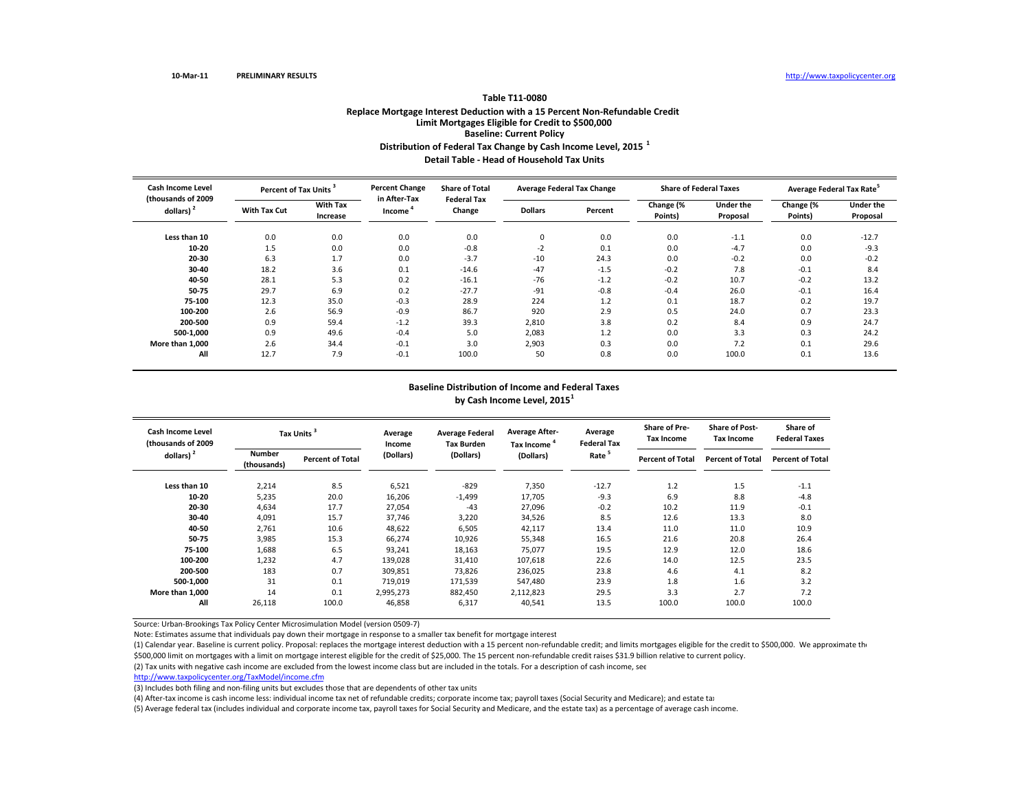10-Mar-11 PRELIMINARY RESULTS http://www.taxpolicycenter.org

**Table T11-0080**

**Replace Mortgage Interest Deduction with a 15 Percent Non-Refundable Credit**
**Limit Mortgages Eligible for Credit to $500,000**
**Baseline: Current Policy**
**Distribution of Federal Tax Change by Cash Income Level, 2015 [1]**
**Detail Table - Head of Household Tax Units**

| Cash Income Level (thousands of 2009 dollars) [2] | Percent of Tax Units [3] | | Percent Change in After-Tax Income [4] | Share of Total Federal Tax Change | Average Federal Tax Change | | Share of Federal Taxes | | Average Federal Tax Rate [5] | |
|---|---|---|---|---|---|---|---|---|---|---|
| | With Tax Cut | With Tax Increase | | | Dollars | Percent | Change (% Points) | Under the Proposal | Change (% Points) | Under the Proposal |
| Less than 10 | 0.0 | 0.0 | 0.0 | 0.0 | 0 | 0.0 | 0.0 | -1.1 | 0.0 | -12.7 |
| 10-20 | 1.5 | 0.0 | 0.0 | -0.8 | -2 | 0.1 | 0.0 | -4.7 | 0.0 | -9.3 |
| 20-30 | 6.3 | 1.7 | 0.0 | -3.7 | -10 | 24.3 | 0.0 | -0.2 | 0.0 | -0.2 |
| 30-40 | 18.2 | 3.6 | 0.1 | -14.6 | -47 | -1.5 | -0.2 | 7.8 | -0.1 | 8.4 |
| 40-50 | 28.1 | 5.3 | 0.2 | -16.1 | -76 | -1.2 | -0.2 | 10.7 | -0.2 | 13.2 |
| 50-75 | 29.7 | 6.9 | 0.2 | -27.7 | -91 | -0.8 | -0.4 | 26.0 | -0.1 | 16.4 |
| 75-100 | 12.3 | 35.0 | -0.3 | 28.9 | 224 | 1.2 | 0.1 | 18.7 | 0.2 | 19.7 |
| 100-200 | 2.6 | 56.9 | -0.9 | 86.7 | 920 | 2.9 | 0.5 | 24.0 | 0.7 | 23.3 |
| 200-500 | 0.9 | 59.4 | -1.2 | 39.3 | 2,810 | 3.8 | 0.2 | 8.4 | 0.9 | 24.7 |
| 500-1,000 | 0.9 | 49.6 | -0.4 | 5.0 | 2,083 | 1.2 | 0.0 | 3.3 | 0.3 | 24.2 |
| More than 1,000 | 2.6 | 34.4 | -0.1 | 3.0 | 2,903 | 0.3 | 0.0 | 7.2 | 0.1 | 29.6 |
| All | 12.7 | 7.9 | -0.1 | 100.0 | 50 | 0.8 | 0.0 | 100.0 | 0.1 | 13.6 |

**Baseline Distribution of Income and Federal Taxes**
**by Cash Income Level, 2015 [1]**

| Cash Income Level (thousands of 2009 dollars) [2] | Tax Units [3] | | Average Income (Dollars) | Average Federal Tax Burden (Dollars) | Average After-Tax Income [4] (Dollars) | Average Federal Tax Rate [5] | Share of Pre-Tax Income | Share of Post-Tax Income | Share of Federal Taxes |
|---|---|---|---|---|---|---|---|---|---|
| | Number (thousands) | Percent of Total | | | | | Percent of Total | Percent of Total | Percent of Total |
| Less than 10 | 2,214 | 8.5 | 6,521 | -829 | 7,350 | -12.7 | 1.2 | 1.5 | -1.1 |
| 10-20 | 5,235 | 20.0 | 16,206 | -1,499 | 17,705 | -9.3 | 6.9 | 8.8 | -4.8 |
| 20-30 | 4,634 | 17.7 | 27,054 | -43 | 27,096 | -0.2 | 10.2 | 11.9 | -0.1 |
| 30-40 | 4,091 | 15.7 | 37,746 | 3,220 | 34,526 | 8.5 | 12.6 | 13.3 | 8.0 |
| 40-50 | 2,761 | 10.6 | 48,622 | 6,505 | 42,117 | 13.4 | 11.0 | 11.0 | 10.9 |
| 50-75 | 3,985 | 15.3 | 66,274 | 10,926 | 55,348 | 16.5 | 21.6 | 20.8 | 26.4 |
| 75-100 | 1,688 | 6.5 | 93,241 | 18,163 | 75,077 | 19.5 | 12.9 | 12.0 | 18.6 |
| 100-200 | 1,232 | 4.7 | 139,028 | 31,410 | 107,618 | 22.6 | 14.0 | 12.5 | 23.5 |
| 200-500 | 183 | 0.7 | 309,851 | 73,826 | 236,025 | 23.8 | 4.6 | 4.1 | 8.2 |
| 500-1,000 | 31 | 0.1 | 719,019 | 171,539 | 547,480 | 23.9 | 1.8 | 1.6 | 3.2 |
| More than 1,000 | 14 | 0.1 | 2,995,273 | 882,450 | 2,112,823 | 29.5 | 3.3 | 2.7 | 7.2 |
| All | 26,118 | 100.0 | 46,858 | 6,317 | 40,541 | 13.5 | 100.0 | 100.0 | 100.0 |

Source: Urban-Brookings Tax Policy Center Microsimulation Model (version 0509-7)

Note: Estimates assume that individuals pay down their mortgage in response to a smaller tax benefit for mortgage interest

(1) Calendar year. Baseline is current policy. Proposal: replaces the mortgage interest deduction with a 15 percent non-refundable credit; and limits mortgages eligible for the credit to $500,000. We approximate the $500,000 limit on mortgages with a limit on mortgage interest eligible for the credit of $25,000. The 15 percent non-refundable credit raises $31.9 billion relative to current policy.

(2) Tax units with negative cash income are excluded from the lowest income class but are included in the totals. For a description of cash income, see http://www.taxpolicycenter.org/TaxModel/income.cfm

(3) Includes both filing and non-filing units but excludes those that are dependents of other tax units

(4) After-tax income is cash income less: individual income tax net of refundable credits; corporate income tax; payroll taxes (Social Security and Medicare); and estate tax

(5) Average federal tax (includes individual and corporate income tax, payroll taxes for Social Security and Medicare, and the estate tax) as a percentage of average cash income.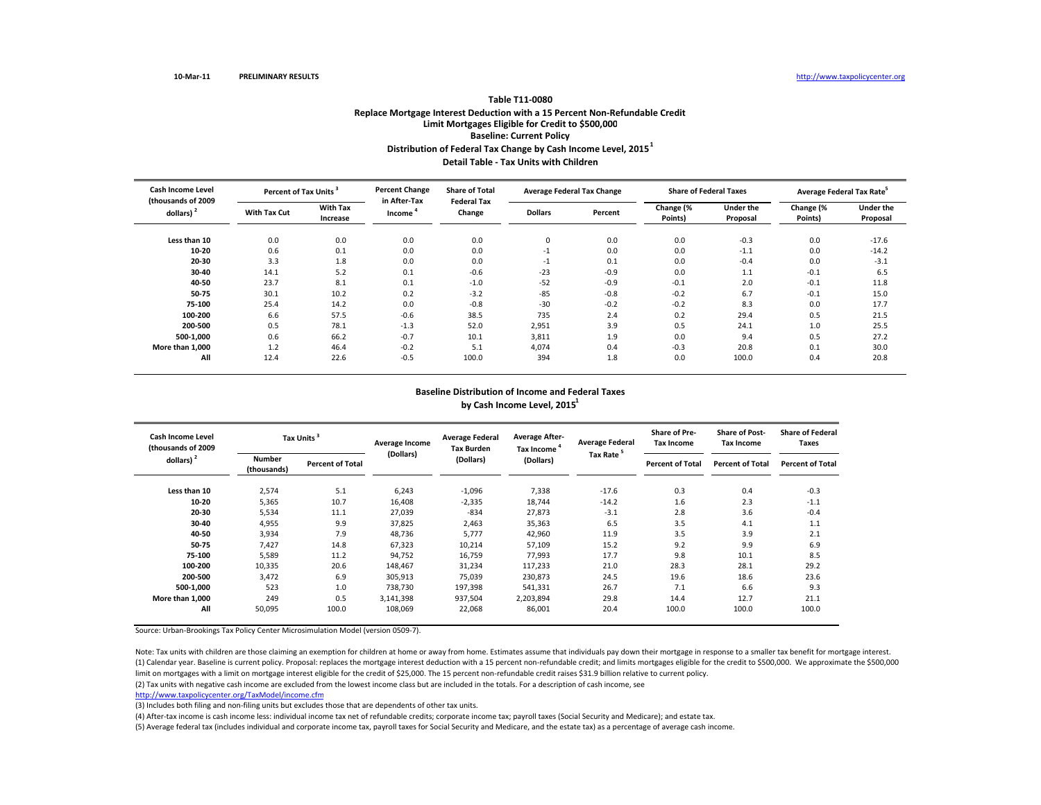10-Mar-11 **PRELIMINARY RESULTS** http://www.taxpolicycenter.org

**Table T11-0080**

**Replace Mortgage Interest Deduction with a 15 Percent Non-Refundable Credit**

**Limit Mortgages Eligible for Credit to $500,000**

**Baseline: Current Policy**

**Distribution of Federal Tax Change by Cash Income Level, 2015[1]**

**Detail Table - Tax Units with Children**

| Cash Income Level (thousands of 2009 dollars)[2] | Percent of Tax Units[3] | | Percent Change in After-Tax Income[4] | Share of Total Federal Tax Change | Average Federal Tax Change | | Share of Federal Taxes | | Average Federal Tax Rate[5] | |
|---|---|---|---|---|---|---|---|---|---|---|
| | With Tax Cut | With Tax Increase | | | Dollars | Percent | Change (% Points) | Under the Proposal | Change (% Points) | Under the Proposal |
| Less than 10 | 0.0 | 0.0 | 0.0 | 0.0 | 0 | 0.0 | 0.0 | -0.3 | 0.0 | -17.6 |
| 10-20 | 0.6 | 0.1 | 0.0 | 0.0 | -1 | 0.0 | 0.0 | -1.1 | 0.0 | -14.2 |
| 20-30 | 3.3 | 1.8 | 0.0 | 0.0 | -1 | 0.1 | 0.0 | -0.4 | 0.0 | -3.1 |
| 30-40 | 14.1 | 5.2 | 0.1 | -0.6 | -23 | -0.9 | 0.0 | 1.1 | -0.1 | 6.5 |
| 40-50 | 23.7 | 8.1 | 0.1 | -1.0 | -52 | -0.9 | -0.1 | 2.0 | -0.1 | 11.8 |
| 50-75 | 30.1 | 10.2 | 0.2 | -3.2 | -85 | -0.8 | -0.2 | 6.7 | -0.1 | 15.0 |
| 75-100 | 25.4 | 14.2 | 0.0 | -0.8 | -30 | -0.2 | -0.2 | 8.3 | 0.0 | 17.7 |
| 100-200 | 6.6 | 57.5 | -0.6 | 38.5 | 735 | 2.4 | 0.2 | 29.4 | 0.5 | 21.5 |
| 200-500 | 0.5 | 78.1 | -1.3 | 52.0 | 2,951 | 3.9 | 0.5 | 24.1 | 1.0 | 25.5 |
| 500-1,000 | 0.6 | 66.2 | -0.7 | 10.1 | 3,811 | 1.9 | 0.0 | 9.4 | 0.5 | 27.2 |
| More than 1,000 | 1.2 | 46.4 | -0.2 | 5.1 | 4,074 | 0.4 | -0.3 | 20.8 | 0.1 | 30.0 |
| All | 12.4 | 22.6 | -0.5 | 100.0 | 394 | 1.8 | 0.0 | 100.0 | 0.4 | 20.8 |

**Baseline Distribution of Income and Federal Taxes by Cash Income Level, 2015[1]**

| Cash Income Level (thousands of 2009 dollars)[2] | Tax Units[3] | | Average Income (Dollars) | Average Federal Tax Burden (Dollars) | Average After-Tax Income[4] (Dollars) | Average Federal Tax Rate[5] | Share of Pre-Tax Income | Share of Post-Tax Income | Share of Federal Taxes |
|---|---|---|---|---|---|---|---|---|---|
| | Number (thousands) | Percent of Total | | | | | Percent of Total | Percent of Total | Percent of Total |
| Less than 10 | 2,574 | 5.1 | 6,243 | -1,096 | 7,338 | -17.6 | 0.3 | 0.4 | -0.3 |
| 10-20 | 5,365 | 10.7 | 16,408 | -2,335 | 18,744 | -14.2 | 1.6 | 2.3 | -1.1 |
| 20-30 | 5,534 | 11.1 | 27,039 | -834 | 27,873 | -3.1 | 2.8 | 3.6 | -0.4 |
| 30-40 | 4,955 | 9.9 | 37,825 | 2,463 | 35,363 | 6.5 | 3.5 | 4.1 | 1.1 |
| 40-50 | 3,934 | 7.9 | 48,736 | 5,777 | 42,960 | 11.9 | 3.5 | 3.9 | 2.1 |
| 50-75 | 7,427 | 14.8 | 67,323 | 10,214 | 57,109 | 15.2 | 9.2 | 9.9 | 6.9 |
| 75-100 | 5,589 | 11.2 | 94,752 | 16,759 | 77,993 | 17.7 | 9.8 | 10.1 | 8.5 |
| 100-200 | 10,335 | 20.6 | 148,467 | 31,234 | 117,233 | 21.0 | 28.3 | 28.1 | 29.2 |
| 200-500 | 3,472 | 6.9 | 305,913 | 75,039 | 230,873 | 24.5 | 19.6 | 18.6 | 23.6 |
| 500-1,000 | 523 | 1.0 | 738,730 | 197,398 | 541,331 | 26.7 | 7.1 | 6.6 | 9.3 |
| More than 1,000 | 249 | 0.5 | 3,141,398 | 937,504 | 2,203,894 | 29.8 | 14.4 | 12.7 | 21.1 |
| All | 50,095 | 100.0 | 108,069 | 22,068 | 86,001 | 20.4 | 100.0 | 100.0 | 100.0 |

Source: Urban-Brookings Tax Policy Center Microsimulation Model (version 0509-7).

Note: Tax units with children are those claiming an exemption for children at home or away from home. Estimates assume that individuals pay down their mortgage in response to a smaller tax benefit for mortgage interest.

(1) Calendar year. Baseline is current policy. Proposal: replaces the mortgage interest deduction with a 15 percent non-refundable credit; and limits mortgages eligible for the credit to $500,000. We approximate the $500,000 limit on mortgages with a limit on mortgage interest eligible for the credit of $25,000. The 15 percent non-refundable credit raises $31.9 billion relative to current policy.

(2) Tax units with negative cash income are excluded from the lowest income class but are included in the totals. For a description of cash income, see http://www.taxpolicycenter.org/TaxModel/income.cfm

(3) Includes both filing and non-filing units but excludes those that are dependents of other tax units.

(4) After-tax income is cash income less: individual income tax net of refundable credits; corporate income tax; payroll taxes (Social Security and Medicare); and estate tax.

(5) Average federal tax (includes individual and corporate income tax, payroll taxes for Social Security and Medicare, and the estate tax) as a percentage of average cash income.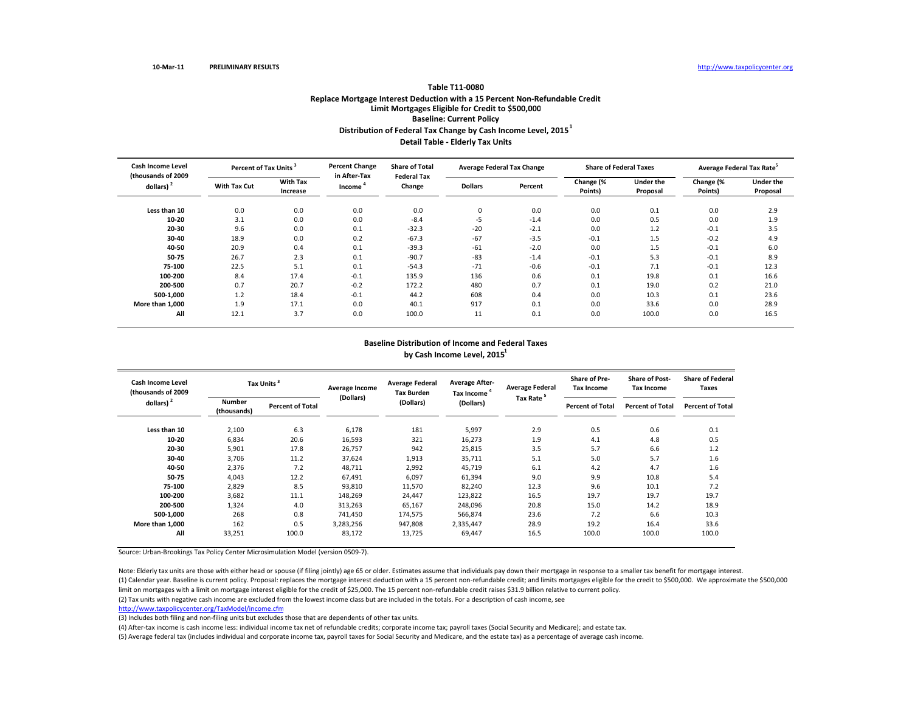10-Mar-11 PRELIMINARY RESULTS http://www.taxpolicycenter.org

### Table T11-0080
### Replace Mortgage Interest Deduction with a 15 Percent Non-Refundable Credit
### Limit Mortgages Eligible for Credit to $500,000
### Baseline: Current Policy
### Distribution of Federal Tax Change by Cash Income Level, 2015[1]
### Detail Table - Elderly Tax Units

| Cash Income Level (thousands of 2009 dollars)[2] | Percent of Tax Units[3] | | Percent Change in After-Tax Income[4] | Share of Total Federal Tax Change | Average Federal Tax Change | | Share of Federal Taxes | | Average Federal Tax Rate[5] | |
|---|---|---|---|---|---|---|---|---|---|---|
| | With Tax Cut | With Tax Increase | | | Dollars | Percent | Change (% Points) | Under the Proposal | Change (% Points) | Under the Proposal |
| Less than 10 | 0.0 | 0.0 | 0.0 | 0.0 | 0 | 0.0 | 0.0 | 0.1 | 0.0 | 2.9 |
| 10-20 | 3.1 | 0.0 | 0.0 | -8.4 | -5 | -1.4 | 0.0 | 0.5 | 0.0 | 1.9 |
| 20-30 | 9.6 | 0.0 | 0.1 | -32.3 | -20 | -2.1 | 0.0 | 1.2 | -0.1 | 3.5 |
| 30-40 | 18.9 | 0.0 | 0.2 | -67.3 | -67 | -3.5 | -0.1 | 1.5 | -0.2 | 4.9 |
| 40-50 | 20.9 | 0.4 | 0.1 | -39.3 | -61 | -2.0 | 0.0 | 1.5 | -0.1 | 6.0 |
| 50-75 | 26.7 | 2.3 | 0.1 | -90.7 | -83 | -1.4 | -0.1 | 5.3 | -0.1 | 8.9 |
| 75-100 | 22.5 | 5.1 | 0.1 | -54.3 | -71 | -0.6 | -0.1 | 7.1 | -0.1 | 12.3 |
| 100-200 | 8.4 | 17.4 | -0.1 | 135.9 | 136 | 0.6 | 0.1 | 19.8 | 0.1 | 16.6 |
| 200-500 | 0.7 | 20.7 | -0.2 | 172.2 | 480 | 0.7 | 0.1 | 19.0 | 0.2 | 21.0 |
| 500-1,000 | 1.2 | 18.4 | -0.1 | 44.2 | 608 | 0.4 | 0.0 | 10.3 | 0.1 | 23.6 |
| More than 1,000 | 1.9 | 17.1 | 0.0 | 40.1 | 917 | 0.1 | 0.0 | 33.6 | 0.0 | 28.9 |
| All | 12.1 | 3.7 | 0.0 | 100.0 | 11 | 0.1 | 0.0 | 100.0 | 0.0 | 16.5 |

### Baseline Distribution of Income and Federal Taxes by Cash Income Level, 2015[1]

| Cash Income Level (thousands of 2009 dollars)[2] | Tax Units[3] | | Average Income (Dollars) | Average Federal Tax Burden (Dollars) | Average After-Tax Income[4] (Dollars) | Average Federal Tax Rate[5] | Share of Pre-Tax Income | Share of Post-Tax Income | Share of Federal Taxes |
|---|---|---|---|---|---|---|---|---|---|
| | Number (thousands) | Percent of Total | | | | | Percent of Total | Percent of Total | Percent of Total |
| Less than 10 | 2,100 | 6.3 | 6,178 | 181 | 5,997 | 2.9 | 0.5 | 0.6 | 0.1 |
| 10-20 | 6,834 | 20.6 | 16,593 | 321 | 16,273 | 1.9 | 4.1 | 4.8 | 0.5 |
| 20-30 | 5,901 | 17.8 | 26,757 | 942 | 25,815 | 3.5 | 5.7 | 6.6 | 1.2 |
| 30-40 | 3,706 | 11.2 | 37,624 | 1,913 | 35,711 | 5.1 | 5.0 | 5.7 | 1.6 |
| 40-50 | 2,376 | 7.2 | 48,711 | 2,992 | 45,719 | 6.1 | 4.2 | 4.7 | 1.6 |
| 50-75 | 4,043 | 12.2 | 67,491 | 6,097 | 61,394 | 9.0 | 9.9 | 10.8 | 5.4 |
| 75-100 | 2,829 | 8.5 | 93,810 | 11,570 | 82,240 | 12.3 | 9.6 | 10.1 | 7.2 |
| 100-200 | 3,682 | 11.1 | 148,269 | 24,447 | 123,822 | 16.5 | 19.7 | 19.7 | 19.7 |
| 200-500 | 1,324 | 4.0 | 313,263 | 65,167 | 248,096 | 20.8 | 15.0 | 14.2 | 18.9 |
| 500-1,000 | 268 | 0.8 | 741,450 | 174,575 | 566,874 | 23.6 | 7.2 | 6.6 | 10.3 |
| More than 1,000 | 162 | 0.5 | 3,283,256 | 947,808 | 2,335,447 | 28.9 | 19.2 | 16.4 | 33.6 |
| All | 33,251 | 100.0 | 83,172 | 13,725 | 69,447 | 16.5 | 100.0 | 100.0 | 100.0 |

Source: Urban-Brookings Tax Policy Center Microsimulation Model (version 0509-7).

Note: Elderly tax units are those with either head or spouse (if filing jointly) age 65 or older. Estimates assume that individuals pay down their mortgage in response to a smaller tax benefit for mortgage interest.

(1) Calendar year. Baseline is current policy. Proposal: replaces the mortgage interest deduction with a 15 percent non-refundable credit; and limits mortgages eligible for the credit to $500,000. We approximate the $500,000 limit on mortgages with a limit on mortgage interest eligible for the credit of $25,000. The 15 percent non-refundable credit raises $31.9 billion relative to current policy.

(2) Tax units with negative cash income are excluded from the lowest income class but are included in the totals. For a description of cash income, see http://www.taxpolicycenter.org/TaxModel/income.cfm

(3) Includes both filing and non-filing units but excludes those that are dependents of other tax units.

(4) After-tax income is cash income less: individual income tax net of refundable credits; corporate income tax; payroll taxes (Social Security and Medicare); and estate tax.

(5) Average federal tax (includes individual and corporate income tax, payroll taxes for Social Security and Medicare, and the estate tax) as a percentage of average cash income.